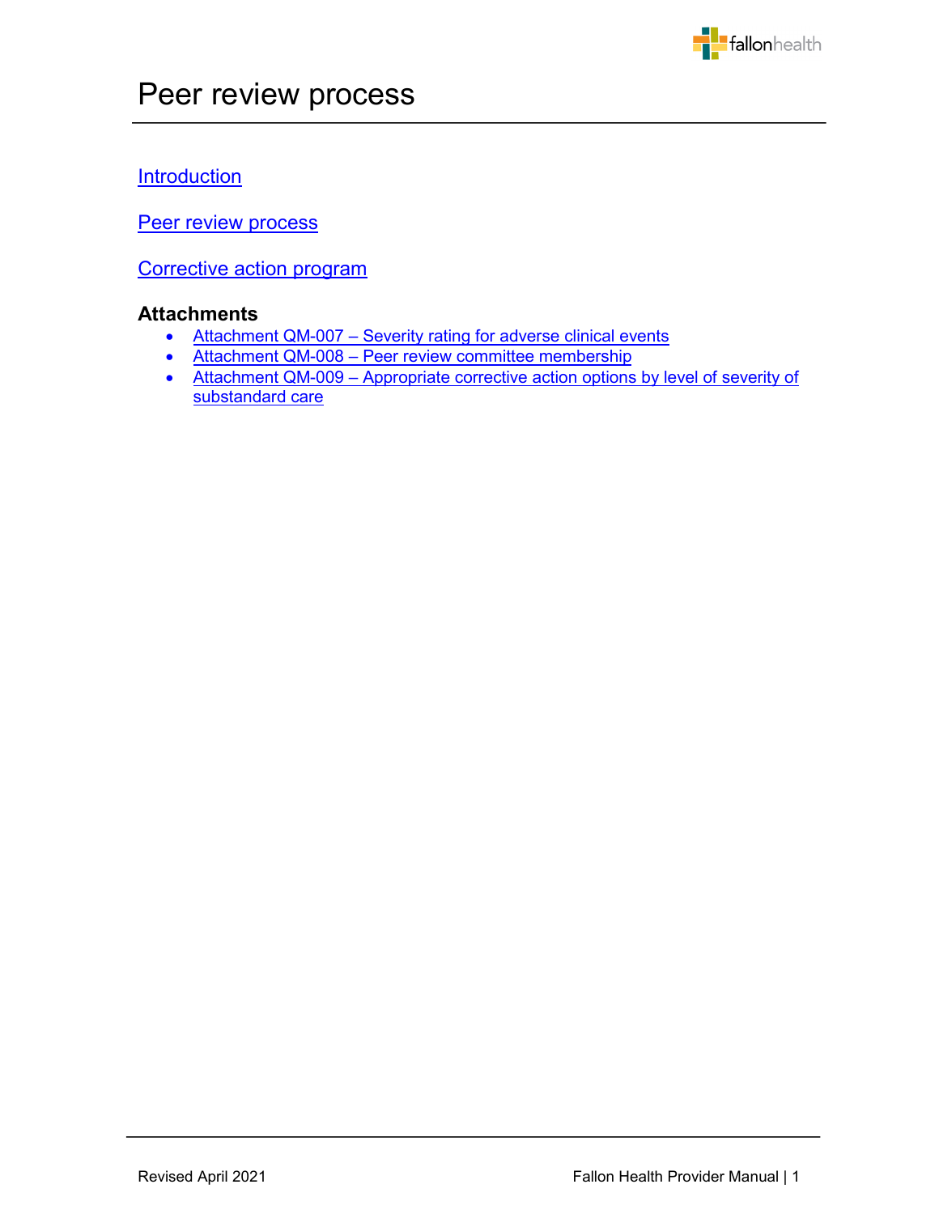# Peer review process

Introduction

Peer review process

Corrective action program

### Attachments

- Attachment QM-007 – Severity rating for adverse clinical events
- Attachment QM-008 – Peer review committee membership
- Attachment QM-009 – Appropriate corrective action options by level of severity of substandard care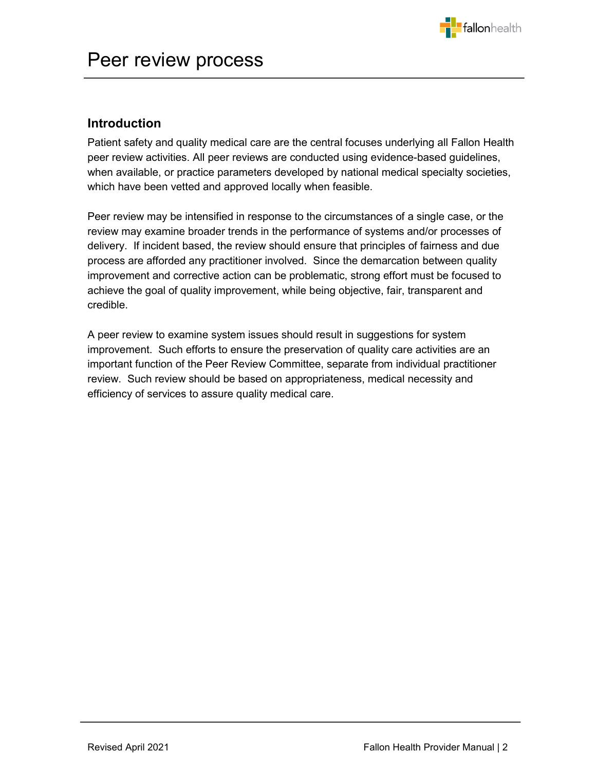# Peer review process

## Introduction

Patient safety and quality medical care are the central focuses underlying all Fallon Health peer review activities. All peer reviews are conducted using evidence-based guidelines, when available, or practice parameters developed by national medical specialty societies, which have been vetted and approved locally when feasible.

Peer review may be intensified in response to the circumstances of a single case, or the review may examine broader trends in the performance of systems and/or processes of delivery. If incident based, the review should ensure that principles of fairness and due process are afforded any practitioner involved. Since the demarcation between quality improvement and corrective action can be problematic, strong effort must be focused to achieve the goal of quality improvement, while being objective, fair, transparent and credible.

A peer review to examine system issues should result in suggestions for system improvement. Such efforts to ensure the preservation of quality care activities are an important function of the Peer Review Committee, separate from individual practitioner review. Such review should be based on appropriateness, medical necessity and efficiency of services to assure quality medical care.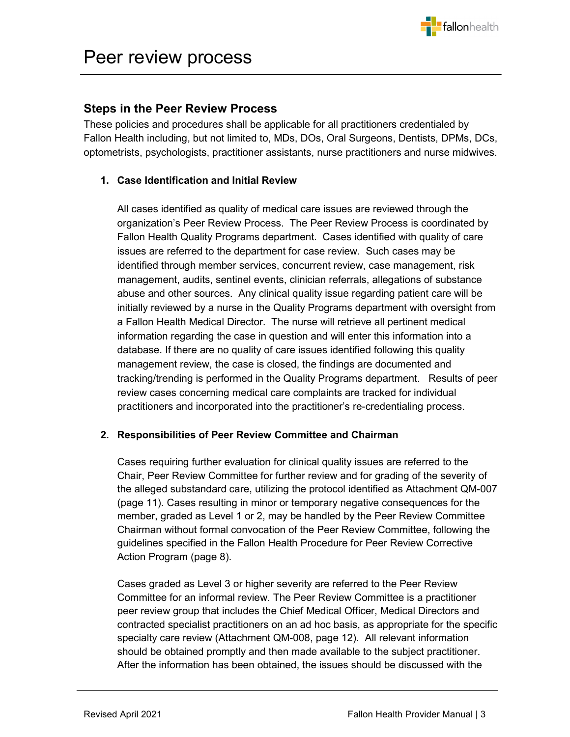# Peer review process

## Steps in the Peer Review Process

These policies and procedures shall be applicable for all practitioners credentialed by Fallon Health including, but not limited to, MDs, DOs, Oral Surgeons, Dentists, DPMs, DCs, optometrists, psychologists, practitioner assistants, nurse practitioners and nurse midwives.

1. **Case Identification and Initial Review**

   All cases identified as quality of medical care issues are reviewed through the organization's Peer Review Process. The Peer Review Process is coordinated by Fallon Health Quality Programs department. Cases identified with quality of care issues are referred to the department for case review. Such cases may be identified through member services, concurrent review, case management, risk management, audits, sentinel events, clinician referrals, allegations of substance abuse and other sources. Any clinical quality issue regarding patient care will be initially reviewed by a nurse in the Quality Programs department with oversight from a Fallon Health Medical Director. The nurse will retrieve all pertinent medical information regarding the case in question and will enter this information into a database. If there are no quality of care issues identified following this quality management review, the case is closed, the findings are documented and tracking/trending is performed in the Quality Programs department. Results of peer review cases concerning medical care complaints are tracked for individual practitioners and incorporated into the practitioner's re-credentialing process.

2. **Responsibilities of Peer Review Committee and Chairman**

   Cases requiring further evaluation for clinical quality issues are referred to the Chair, Peer Review Committee for further review and for grading of the severity of the alleged substandard care, utilizing the protocol identified as Attachment QM-007 (page 11). Cases resulting in minor or temporary negative consequences for the member, graded as Level 1 or 2, may be handled by the Peer Review Committee Chairman without formal convocation of the Peer Review Committee, following the guidelines specified in the Fallon Health Procedure for Peer Review Corrective Action Program (page 8).

   Cases graded as Level 3 or higher severity are referred to the Peer Review Committee for an informal review. The Peer Review Committee is a practitioner peer review group that includes the Chief Medical Officer, Medical Directors and contracted specialist practitioners on an ad hoc basis, as appropriate for the specific specialty care review (Attachment QM-008, page 12). All relevant information should be obtained promptly and then made available to the subject practitioner. After the information has been obtained, the issues should be discussed with the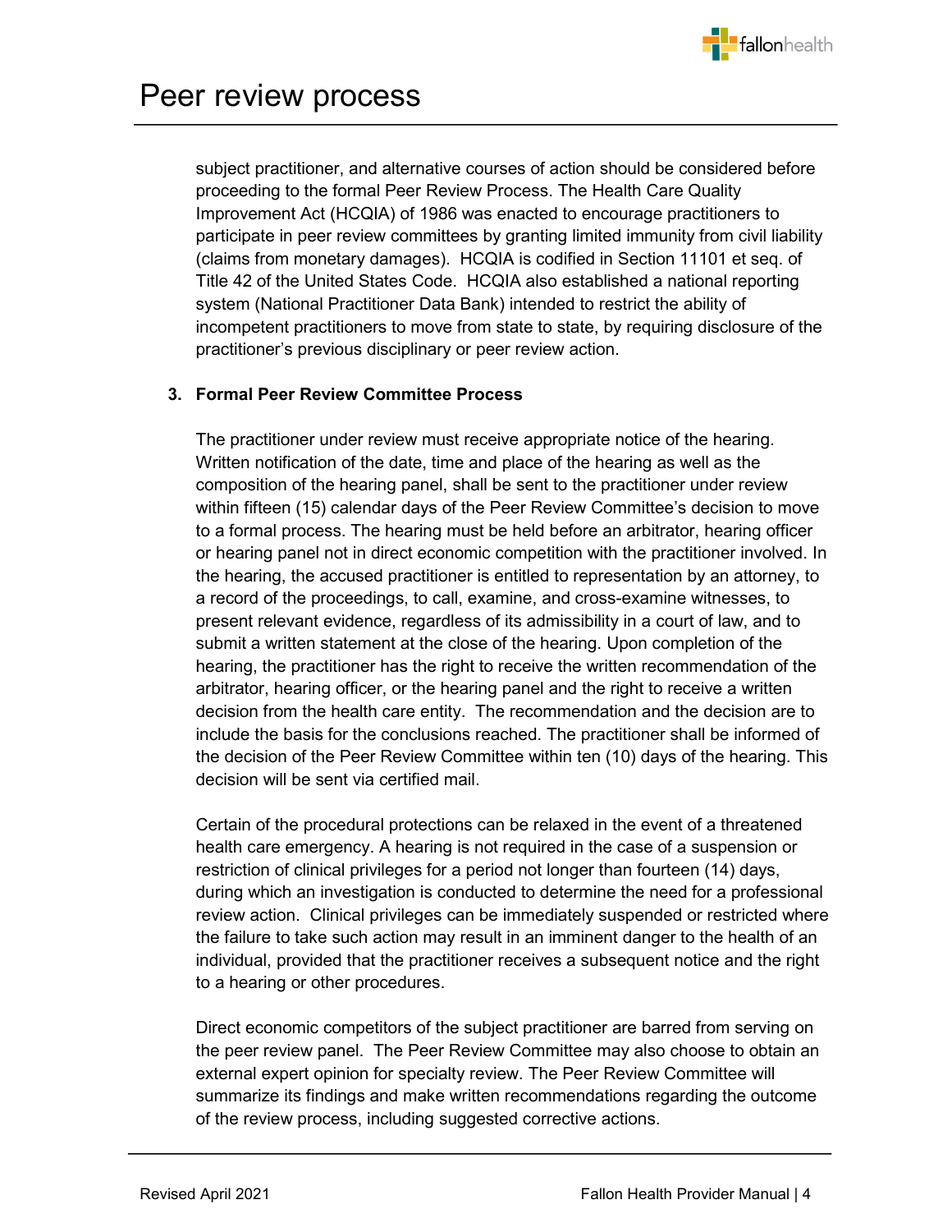subject practitioner, and alternative courses of action should be considered before proceeding to the formal Peer Review Process. The Health Care Quality Improvement Act (HCQIA) of 1986 was enacted to encourage practitioners to participate in peer review committees by granting limited immunity from civil liability (claims from monetary damages). HCQIA is codified in Section 11101 et seq. of Title 42 of the United States Code. HCQIA also established a national reporting system (National Practitioner Data Bank) intended to restrict the ability of incompetent practitioners to move from state to state, by requiring disclosure of the practitioner's previous disciplinary or peer review action.

**3. Formal Peer Review Committee Process**

The practitioner under review must receive appropriate notice of the hearing. Written notification of the date, time and place of the hearing as well as the composition of the hearing panel, shall be sent to the practitioner under review within fifteen (15) calendar days of the Peer Review Committee's decision to move to a formal process. The hearing must be held before an arbitrator, hearing officer or hearing panel not in direct economic competition with the practitioner involved. In the hearing, the accused practitioner is entitled to representation by an attorney, to a record of the proceedings, to call, examine, and cross-examine witnesses, to present relevant evidence, regardless of its admissibility in a court of law, and to submit a written statement at the close of the hearing. Upon completion of the hearing, the practitioner has the right to receive the written recommendation of the arbitrator, hearing officer, or the hearing panel and the right to receive a written decision from the health care entity. The recommendation and the decision are to include the basis for the conclusions reached. The practitioner shall be informed of the decision of the Peer Review Committee within ten (10) days of the hearing. This decision will be sent via certified mail.

Certain of the procedural protections can be relaxed in the event of a threatened health care emergency. A hearing is not required in the case of a suspension or restriction of clinical privileges for a period not longer than fourteen (14) days, during which an investigation is conducted to determine the need for a professional review action. Clinical privileges can be immediately suspended or restricted where the failure to take such action may result in an imminent danger to the health of an individual, provided that the practitioner receives a subsequent notice and the right to a hearing or other procedures.

Direct economic competitors of the subject practitioner are barred from serving on the peer review panel. The Peer Review Committee may also choose to obtain an external expert opinion for specialty review. The Peer Review Committee will summarize its findings and make written recommendations regarding the outcome of the review process, including suggested corrective actions.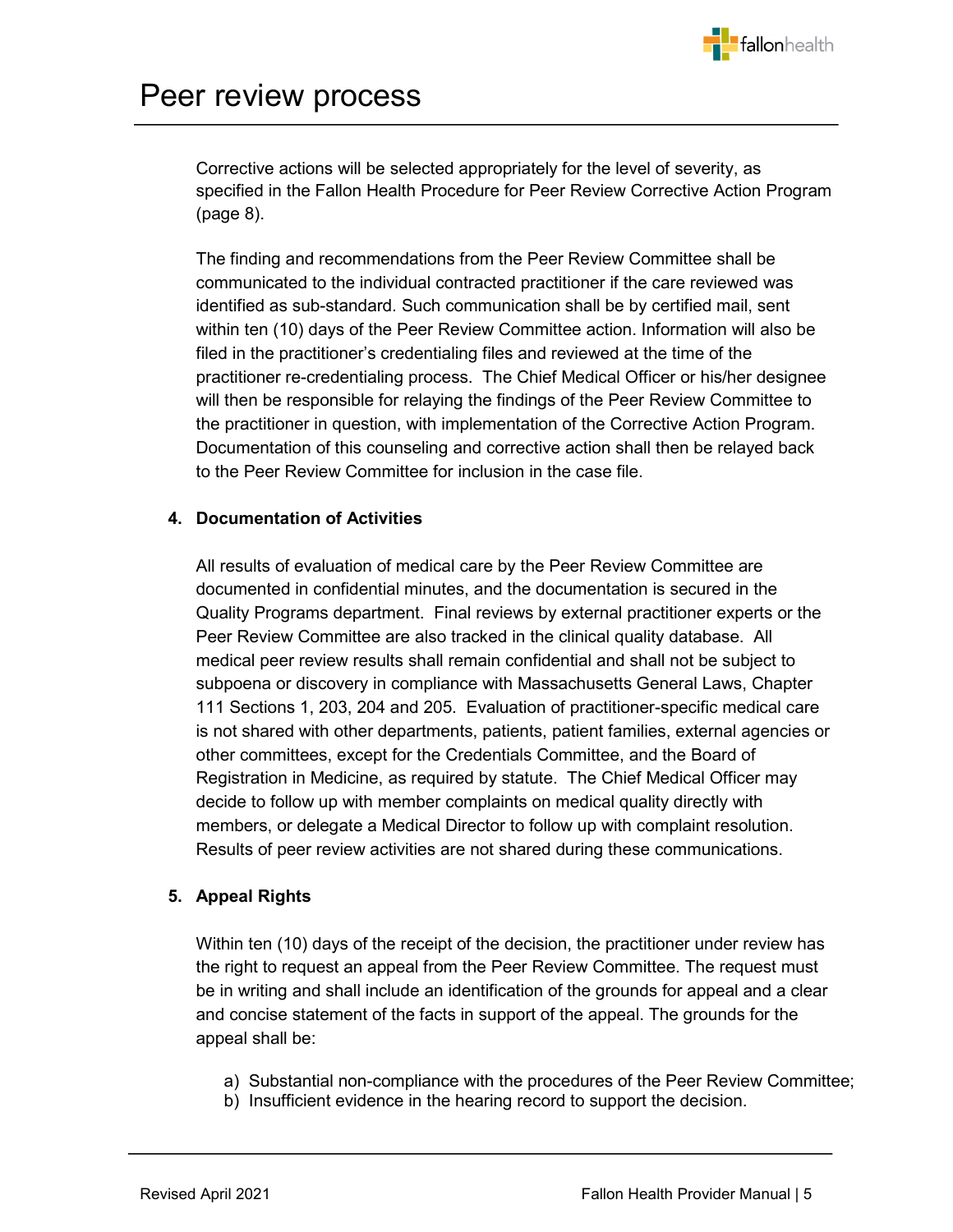# Peer review process

Corrective actions will be selected appropriately for the level of severity, as specified in the Fallon Health Procedure for Peer Review Corrective Action Program (page 8).

The finding and recommendations from the Peer Review Committee shall be communicated to the individual contracted practitioner if the care reviewed was identified as sub-standard. Such communication shall be by certified mail, sent within ten (10) days of the Peer Review Committee action. Information will also be filed in the practitioner's credentialing files and reviewed at the time of the practitioner re-credentialing process. The Chief Medical Officer or his/her designee will then be responsible for relaying the findings of the Peer Review Committee to the practitioner in question, with implementation of the Corrective Action Program. Documentation of this counseling and corrective action shall then be relayed back to the Peer Review Committee for inclusion in the case file.

**4. Documentation of Activities**

All results of evaluation of medical care by the Peer Review Committee are documented in confidential minutes, and the documentation is secured in the Quality Programs department. Final reviews by external practitioner experts or the Peer Review Committee are also tracked in the clinical quality database. All medical peer review results shall remain confidential and shall not be subject to subpoena or discovery in compliance with Massachusetts General Laws, Chapter 111 Sections 1, 203, 204 and 205. Evaluation of practitioner-specific medical care is not shared with other departments, patients, patient families, external agencies or other committees, except for the Credentials Committee, and the Board of Registration in Medicine, as required by statute. The Chief Medical Officer may decide to follow up with member complaints on medical quality directly with members, or delegate a Medical Director to follow up with complaint resolution. Results of peer review activities are not shared during these communications.

**5. Appeal Rights**

Within ten (10) days of the receipt of the decision, the practitioner under review has the right to request an appeal from the Peer Review Committee. The request must be in writing and shall include an identification of the grounds for appeal and a clear and concise statement of the facts in support of the appeal. The grounds for the appeal shall be:

a) Substantial non-compliance with the procedures of the Peer Review Committee;
b) Insufficient evidence in the hearing record to support the decision.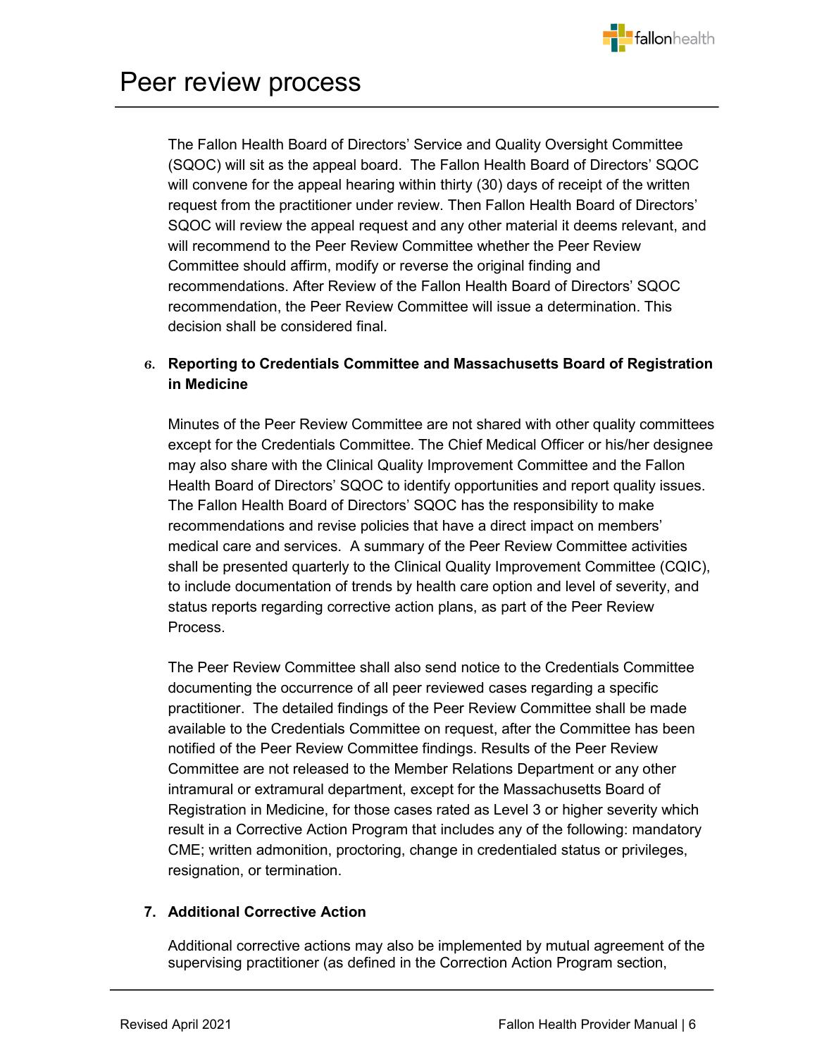# Peer review process

The Fallon Health Board of Directors' Service and Quality Oversight Committee (SQOC) will sit as the appeal board. The Fallon Health Board of Directors' SQOC will convene for the appeal hearing within thirty (30) days of receipt of the written request from the practitioner under review. Then Fallon Health Board of Directors' SQOC will review the appeal request and any other material it deems relevant, and will recommend to the Peer Review Committee whether the Peer Review Committee should affirm, modify or reverse the original finding and recommendations. After Review of the Fallon Health Board of Directors' SQOC recommendation, the Peer Review Committee will issue a determination. This decision shall be considered final.

6. **Reporting to Credentials Committee and Massachusetts Board of Registration in Medicine**

   Minutes of the Peer Review Committee are not shared with other quality committees except for the Credentials Committee. The Chief Medical Officer or his/her designee may also share with the Clinical Quality Improvement Committee and the Fallon Health Board of Directors' SQOC to identify opportunities and report quality issues. The Fallon Health Board of Directors' SQOC has the responsibility to make recommendations and revise policies that have a direct impact on members' medical care and services. A summary of the Peer Review Committee activities shall be presented quarterly to the Clinical Quality Improvement Committee (CQIC), to include documentation of trends by health care option and level of severity, and status reports regarding corrective action plans, as part of the Peer Review Process.

   The Peer Review Committee shall also send notice to the Credentials Committee documenting the occurrence of all peer reviewed cases regarding a specific practitioner. The detailed findings of the Peer Review Committee shall be made available to the Credentials Committee on request, after the Committee has been notified of the Peer Review Committee findings. Results of the Peer Review Committee are not released to the Member Relations Department or any other intramural or extramural department, except for the Massachusetts Board of Registration in Medicine, for those cases rated as Level 3 or higher severity which result in a Corrective Action Program that includes any of the following: mandatory CME; written admonition, proctoring, change in credentialed status or privileges, resignation, or termination.

7. **Additional Corrective Action**

   Additional corrective actions may also be implemented by mutual agreement of the supervising practitioner (as defined in the Correction Action Program section,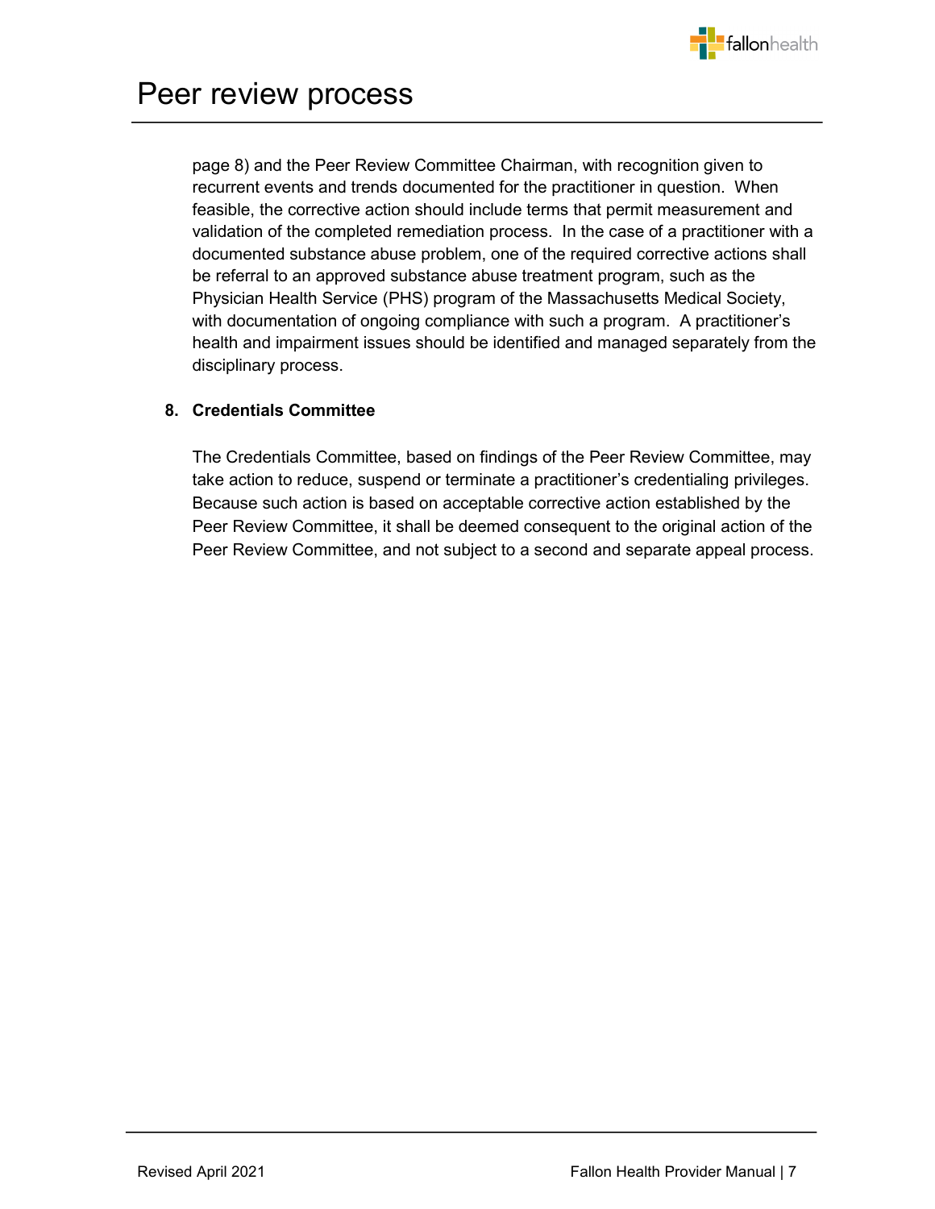page 8) and the Peer Review Committee Chairman, with recognition given to recurrent events and trends documented for the practitioner in question. When feasible, the corrective action should include terms that permit measurement and validation of the completed remediation process. In the case of a practitioner with a documented substance abuse problem, one of the required corrective actions shall be referral to an approved substance abuse treatment program, such as the Physician Health Service (PHS) program of the Massachusetts Medical Society, with documentation of ongoing compliance with such a program. A practitioner's health and impairment issues should be identified and managed separately from the disciplinary process.

**8. Credentials Committee**

The Credentials Committee, based on findings of the Peer Review Committee, may take action to reduce, suspend or terminate a practitioner's credentialing privileges. Because such action is based on acceptable corrective action established by the Peer Review Committee, it shall be deemed consequent to the original action of the Peer Review Committee, and not subject to a second and separate appeal process.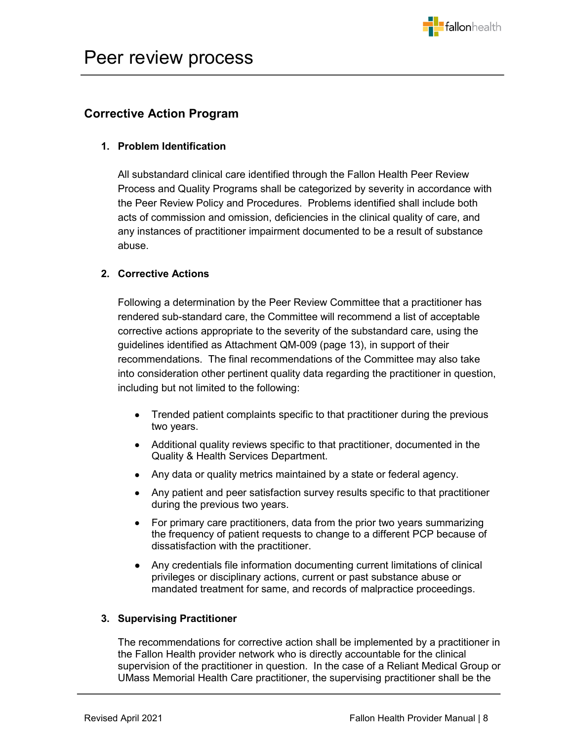# Peer review process

## Corrective Action Program

1. **Problem Identification**

   All substandard clinical care identified through the Fallon Health Peer Review Process and Quality Programs shall be categorized by severity in accordance with the Peer Review Policy and Procedures. Problems identified shall include both acts of commission and omission, deficiencies in the clinical quality of care, and any instances of practitioner impairment documented to be a result of substance abuse.

2. **Corrective Actions**

   Following a determination by the Peer Review Committee that a practitioner has rendered sub-standard care, the Committee will recommend a list of acceptable corrective actions appropriate to the severity of the substandard care, using the guidelines identified as Attachment QM-009 (page 13), in support of their recommendations. The final recommendations of the Committee may also take into consideration other pertinent quality data regarding the practitioner in question, including but not limited to the following:

   - Trended patient complaints specific to that practitioner during the previous two years.
   - Additional quality reviews specific to that practitioner, documented in the Quality & Health Services Department.
   - Any data or quality metrics maintained by a state or federal agency.
   - Any patient and peer satisfaction survey results specific to that practitioner during the previous two years.
   - For primary care practitioners, data from the prior two years summarizing the frequency of patient requests to change to a different PCP because of dissatisfaction with the practitioner.
   - Any credentials file information documenting current limitations of clinical privileges or disciplinary actions, current or past substance abuse or mandated treatment for same, and records of malpractice proceedings.

3. **Supervising Practitioner**

   The recommendations for corrective action shall be implemented by a practitioner in the Fallon Health provider network who is directly accountable for the clinical supervision of the practitioner in question. In the case of a Reliant Medical Group or UMass Memorial Health Care practitioner, the supervising practitioner shall be the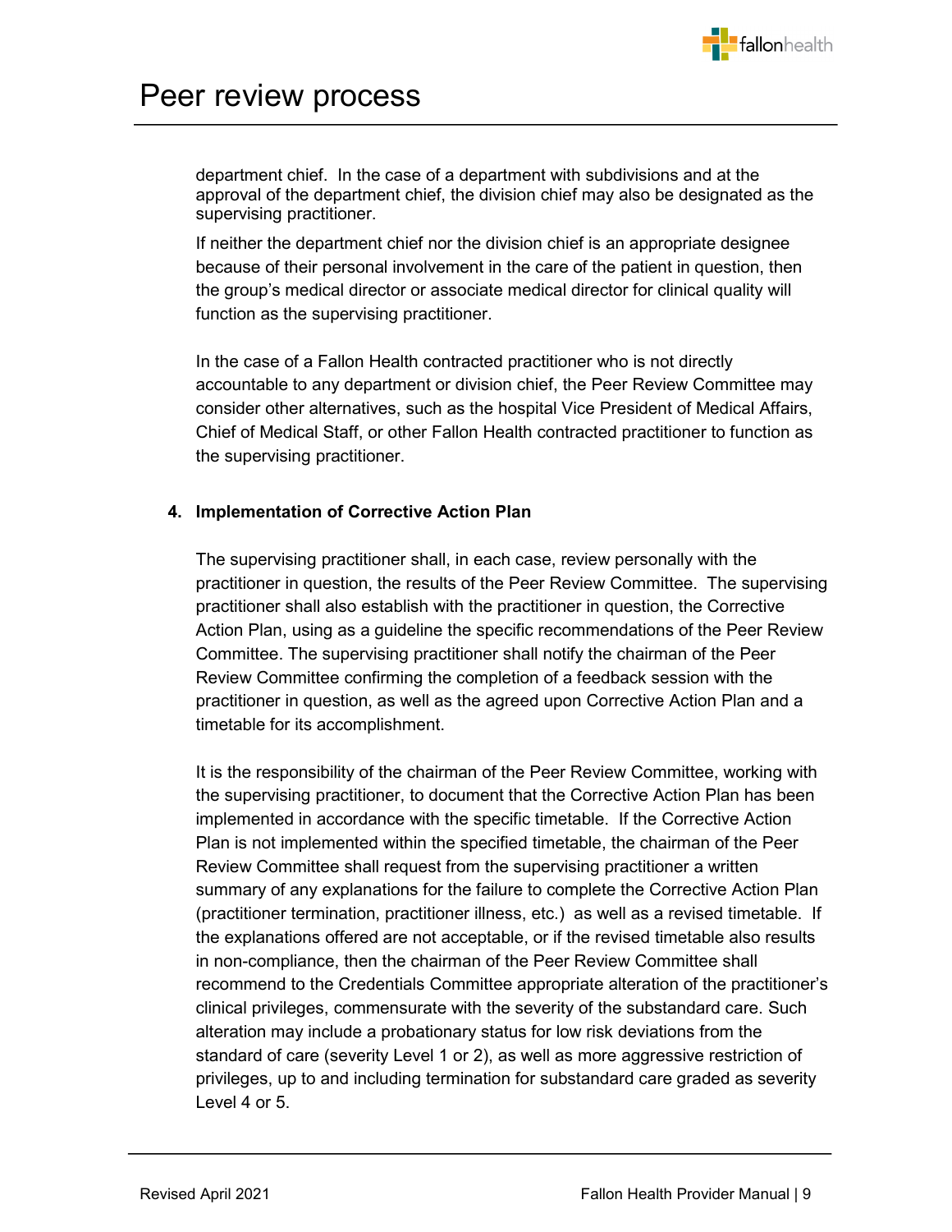department chief. In the case of a department with subdivisions and at the approval of the department chief, the division chief may also be designated as the supervising practitioner.

If neither the department chief nor the division chief is an appropriate designee because of their personal involvement in the care of the patient in question, then the group's medical director or associate medical director for clinical quality will function as the supervising practitioner.

In the case of a Fallon Health contracted practitioner who is not directly accountable to any department or division chief, the Peer Review Committee may consider other alternatives, such as the hospital Vice President of Medical Affairs, Chief of Medical Staff, or other Fallon Health contracted practitioner to function as the supervising practitioner.

**4. Implementation of Corrective Action Plan**

The supervising practitioner shall, in each case, review personally with the practitioner in question, the results of the Peer Review Committee. The supervising practitioner shall also establish with the practitioner in question, the Corrective Action Plan, using as a guideline the specific recommendations of the Peer Review Committee. The supervising practitioner shall notify the chairman of the Peer Review Committee confirming the completion of a feedback session with the practitioner in question, as well as the agreed upon Corrective Action Plan and a timetable for its accomplishment.

It is the responsibility of the chairman of the Peer Review Committee, working with the supervising practitioner, to document that the Corrective Action Plan has been implemented in accordance with the specific timetable. If the Corrective Action Plan is not implemented within the specified timetable, the chairman of the Peer Review Committee shall request from the supervising practitioner a written summary of any explanations for the failure to complete the Corrective Action Plan (practitioner termination, practitioner illness, etc.) as well as a revised timetable. If the explanations offered are not acceptable, or if the revised timetable also results in non-compliance, then the chairman of the Peer Review Committee shall recommend to the Credentials Committee appropriate alteration of the practitioner's clinical privileges, commensurate with the severity of the substandard care. Such alteration may include a probationary status for low risk deviations from the standard of care (severity Level 1 or 2), as well as more aggressive restriction of privileges, up to and including termination for substandard care graded as severity Level 4 or 5.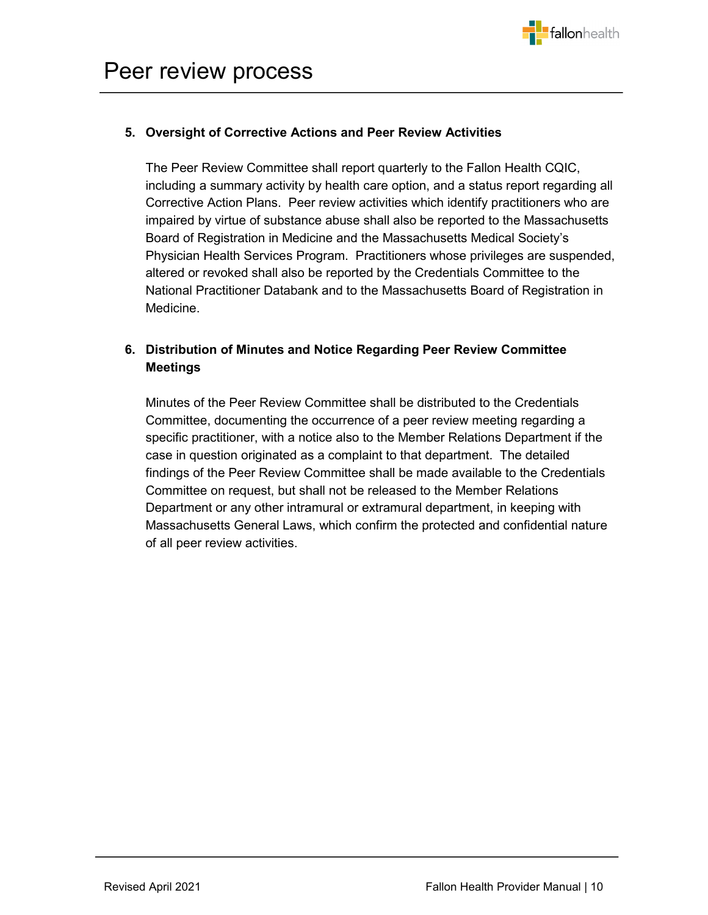# Peer review process

**5. Oversight of Corrective Actions and Peer Review Activities**

The Peer Review Committee shall report quarterly to the Fallon Health CQIC, including a summary activity by health care option, and a status report regarding all Corrective Action Plans. Peer review activities which identify practitioners who are impaired by virtue of substance abuse shall also be reported to the Massachusetts Board of Registration in Medicine and the Massachusetts Medical Society's Physician Health Services Program. Practitioners whose privileges are suspended, altered or revoked shall also be reported by the Credentials Committee to the National Practitioner Databank and to the Massachusetts Board of Registration in Medicine.

**6. Distribution of Minutes and Notice Regarding Peer Review Committee Meetings**

Minutes of the Peer Review Committee shall be distributed to the Credentials Committee, documenting the occurrence of a peer review meeting regarding a specific practitioner, with a notice also to the Member Relations Department if the case in question originated as a complaint to that department. The detailed findings of the Peer Review Committee shall be made available to the Credentials Committee on request, but shall not be released to the Member Relations Department or any other intramural or extramural department, in keeping with Massachusetts General Laws, which confirm the protected and confidential nature of all peer review activities.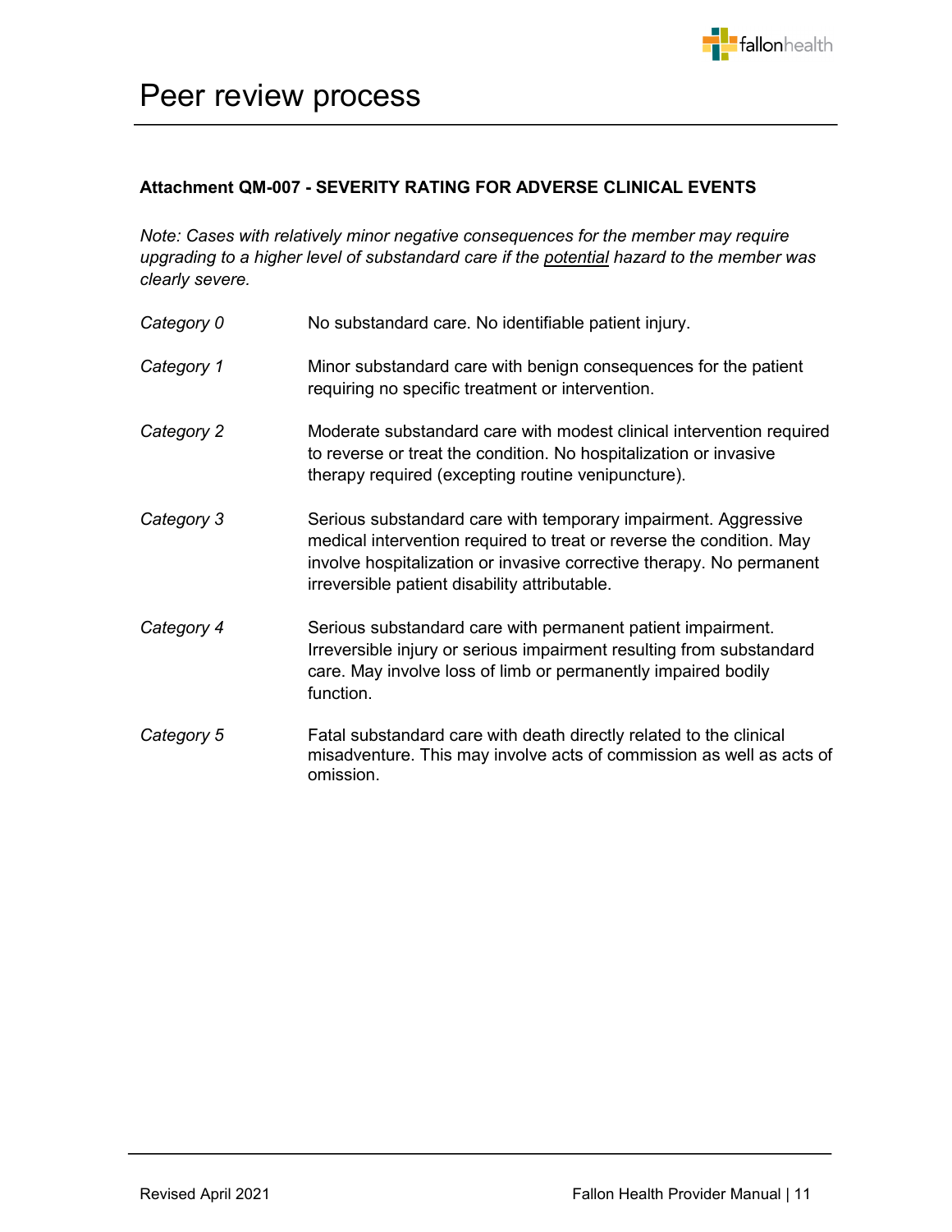# Peer review process

**Attachment QM-007 - SEVERITY RATING FOR ADVERSE CLINICAL EVENTS**

*Note: Cases with relatively minor negative consequences for the member may require upgrading to a higher level of substandard care if the potential hazard to the member was clearly severe.*

| | |
|---|---|
| *Category 0* | No substandard care. No identifiable patient injury. |
| *Category 1* | Minor substandard care with benign consequences for the patient requiring no specific treatment or intervention. |
| *Category 2* | Moderate substandard care with modest clinical intervention required to reverse or treat the condition. No hospitalization or invasive therapy required (excepting routine venipuncture). |
| *Category 3* | Serious substandard care with temporary impairment. Aggressive medical intervention required to treat or reverse the condition. May involve hospitalization or invasive corrective therapy. No permanent irreversible patient disability attributable. |
| *Category 4* | Serious substandard care with permanent patient impairment. Irreversible injury or serious impairment resulting from substandard care. May involve loss of limb or permanently impaired bodily function. |
| *Category 5* | Fatal substandard care with death directly related to the clinical misadventure. This may involve acts of commission as well as acts of omission. |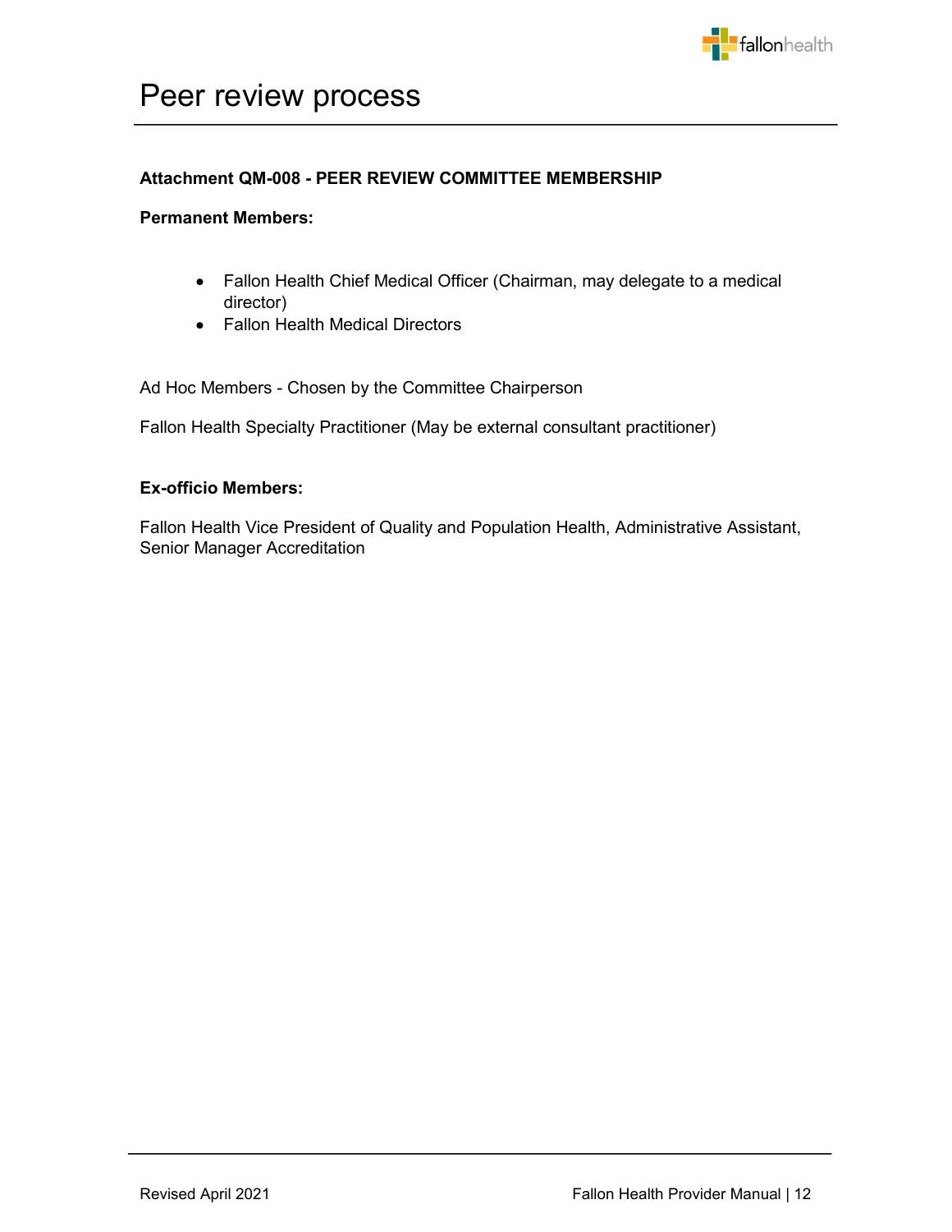# Peer review process

**Attachment QM-008 - PEER REVIEW COMMITTEE MEMBERSHIP**

**Permanent Members:**

- Fallon Health Chief Medical Officer (Chairman, may delegate to a medical director)
- Fallon Health Medical Directors

Ad Hoc Members - Chosen by the Committee Chairperson

Fallon Health Specialty Practitioner (May be external consultant practitioner)

**Ex-officio Members:**

Fallon Health Vice President of Quality and Population Health, Administrative Assistant, Senior Manager Accreditation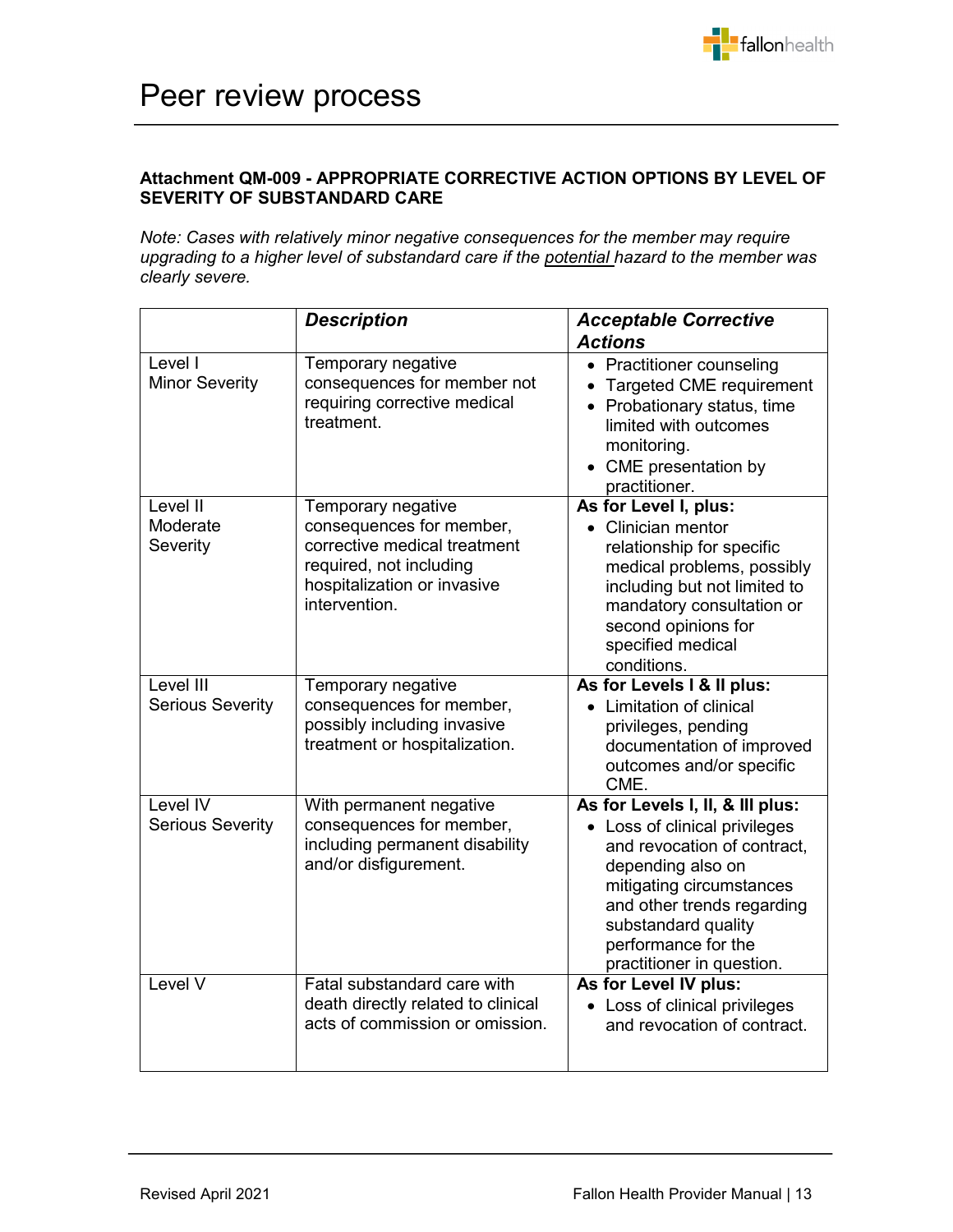# Peer review process

**Attachment QM-009 - APPROPRIATE CORRECTIVE ACTION OPTIONS BY LEVEL OF SEVERITY OF SUBSTANDARD CARE**

*Note: Cases with relatively minor negative consequences for the member may require upgrading to a higher level of substandard care if the potential hazard to the member was clearly severe.*

| | ***Description*** | ***Acceptable Corrective Actions*** |
|---|---|---|
| Level I<br>Minor Severity | Temporary negative consequences for member not requiring corrective medical treatment. | • Practitioner counseling<br>• Targeted CME requirement<br>• Probationary status, time limited with outcomes monitoring.<br>• CME presentation by practitioner. |
| Level II<br>Moderate Severity | Temporary negative consequences for member, corrective medical treatment required, not including hospitalization or invasive intervention. | **As for Level I, plus:**<br>• Clinician mentor relationship for specific medical problems, possibly including but not limited to mandatory consultation or second opinions for specified medical conditions. |
| Level III<br>Serious Severity | Temporary negative consequences for member, possibly including invasive treatment or hospitalization. | **As for Levels I & II plus:**<br>• Limitation of clinical privileges, pending documentation of improved outcomes and/or specific CME. |
| Level IV<br>Serious Severity | With permanent negative consequences for member, including permanent disability and/or disfigurement. | **As for Levels I, II, & III plus:**<br>• Loss of clinical privileges and revocation of contract, depending also on mitigating circumstances and other trends regarding substandard quality performance for the practitioner in question. |
| Level V | Fatal substandard care with death directly related to clinical acts of commission or omission. | **As for Level IV plus:**<br>• Loss of clinical privileges and revocation of contract. |

Revised April 2021